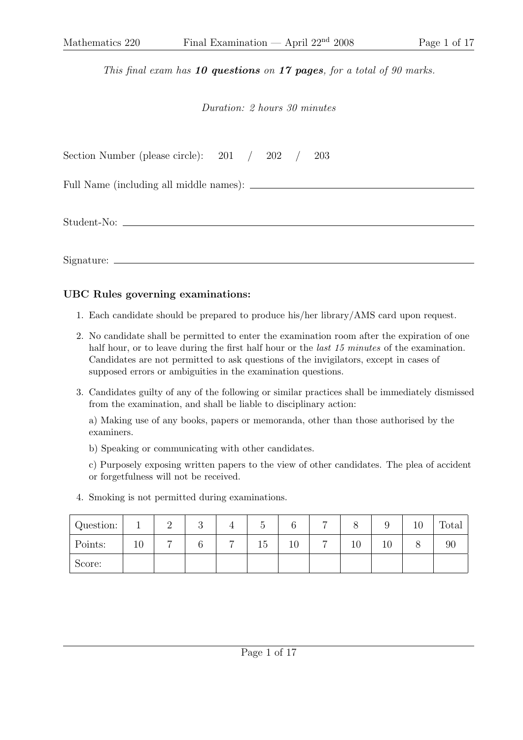*This final exam has **10 questions** on **17 pages**, for a total of 90 marks.*

*Duration: 2 hours 30 minutes*

Section Number (please circle): 201 / 202 / 203

Full Name (including all middle names): \_\_\_\_\_\_\_\_\_\_\_\_\_\_\_\_\_\_\_\_\_\_\_\_\_\_\_\_\_\_

Student-No: \_\_\_\_\_\_\_\_\_\_\_\_\_\_\_\_\_\_\_\_\_\_\_\_\_\_\_\_\_\_

Signature: \_\_\_\_\_\_\_\_\_\_\_\_\_\_\_\_\_\_\_\_\_\_\_\_\_\_\_\_\_\_

### UBC Rules governing examinations:

1. Each candidate should be prepared to produce his/her library/AMS card upon request.
2. No candidate shall be permitted to enter the examination room after the expiration of one half hour, or to leave during the first half hour or the *last 15 minutes* of the examination. Candidates are not permitted to ask questions of the invigilators, except in cases of supposed errors or ambiguities in the examination questions.
3. Candidates guilty of any of the following or similar practices shall be immediately dismissed from the examination, and shall be liable to disciplinary action:

   a) Making use of any books, papers or memoranda, other than those authorised by the examiners.

   b) Speaking or communicating with other candidates.

   c) Purposely exposing written papers to the view of other candidates. The plea of accident or forgetfulness will not be received.
4. Smoking is not permitted during examinations.

| Question: | 1 | 2 | 3 | 4 | 5 | 6 | 7 | 8 | 9 | 10 | Total |
|---|---|---|---|---|---|---|---|---|---|---|---|
| Points: | 10 | 7 | 6 | 7 | 15 | 10 | 7 | 10 | 10 | 8 | 90 |
| Score: | | | | | | | | | | | |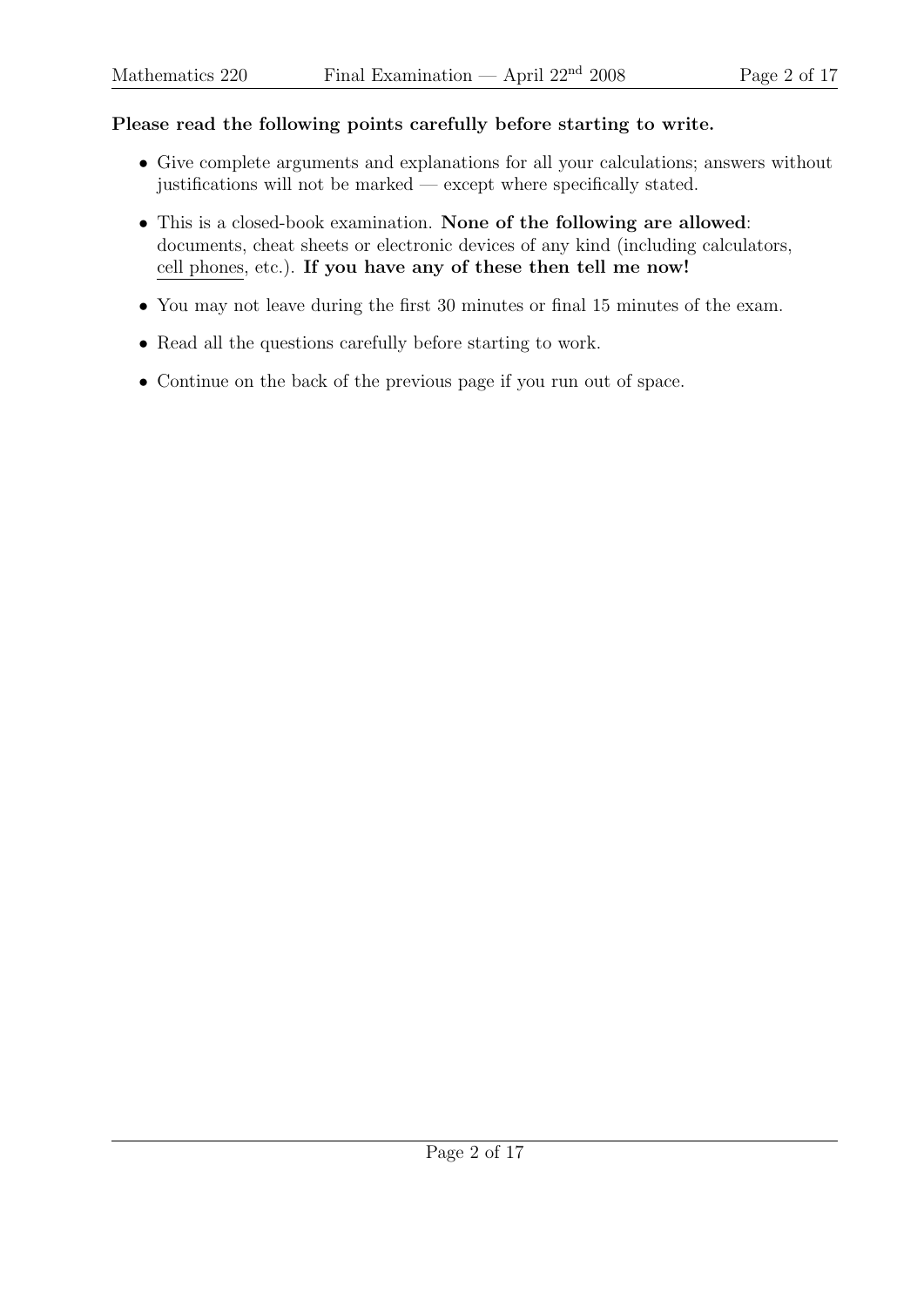**Please read the following points carefully before starting to write.**

- Give complete arguments and explanations for all your calculations; answers without justifications will not be marked — except where specifically stated.
- This is a closed-book examination. **None of the following are allowed**: documents, cheat sheets or electronic devices of any kind (including calculators, cell phones, etc.). **If you have any of these then tell me now!**
- You may not leave during the first 30 minutes or final 15 minutes of the exam.
- Read all the questions carefully before starting to work.
- Continue on the back of the previous page if you run out of space.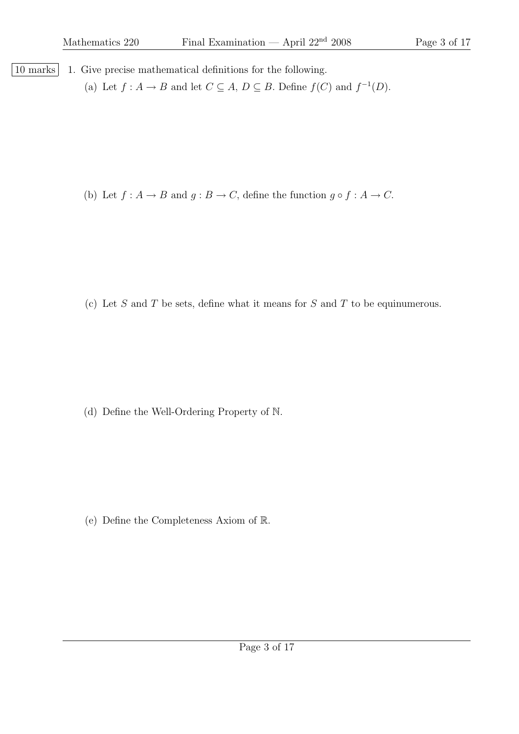10 marks

1. Give precise mathematical definitions for the following.

   (a) Let $f : A \to B$ and let $C \subseteq A$, $D \subseteq B$. Define $f(C)$ and $f^{-1}(D)$.

   (b) Let $f : A \to B$ and $g : B \to C$, define the function $g \circ f : A \to C$.

   (c) Let $S$ and $T$ be sets, define what it means for $S$ and $T$ to be equinumerous.

   (d) Define the Well-Ordering Property of $\mathbb{N}$.

   (e) Define the Completeness Axiom of $\mathbb{R}$.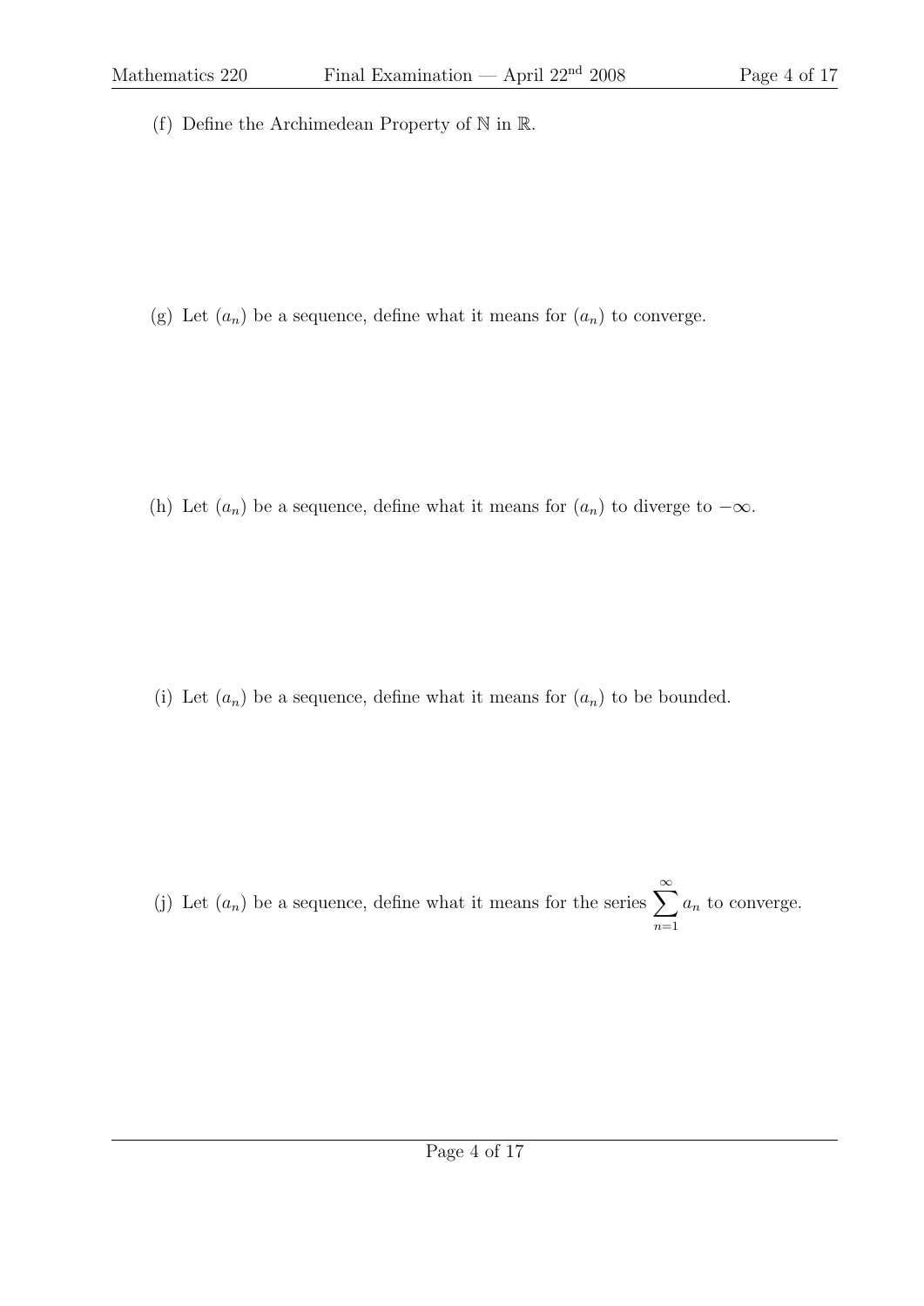(f) Define the Archimedean Property of $\mathbb{N}$ in $\mathbb{R}$.

(g) Let $(a_n)$ be a sequence, define what it means for $(a_n)$ to converge.

(h) Let $(a_n)$ be a sequence, define what it means for $(a_n)$ to diverge to $-\infty$.

(i) Let $(a_n)$ be a sequence, define what it means for $(a_n)$ to be bounded.

(j) Let $(a_n)$ be a sequence, define what it means for the series $\sum_{n=1}^{\infty} a_n$ to converge.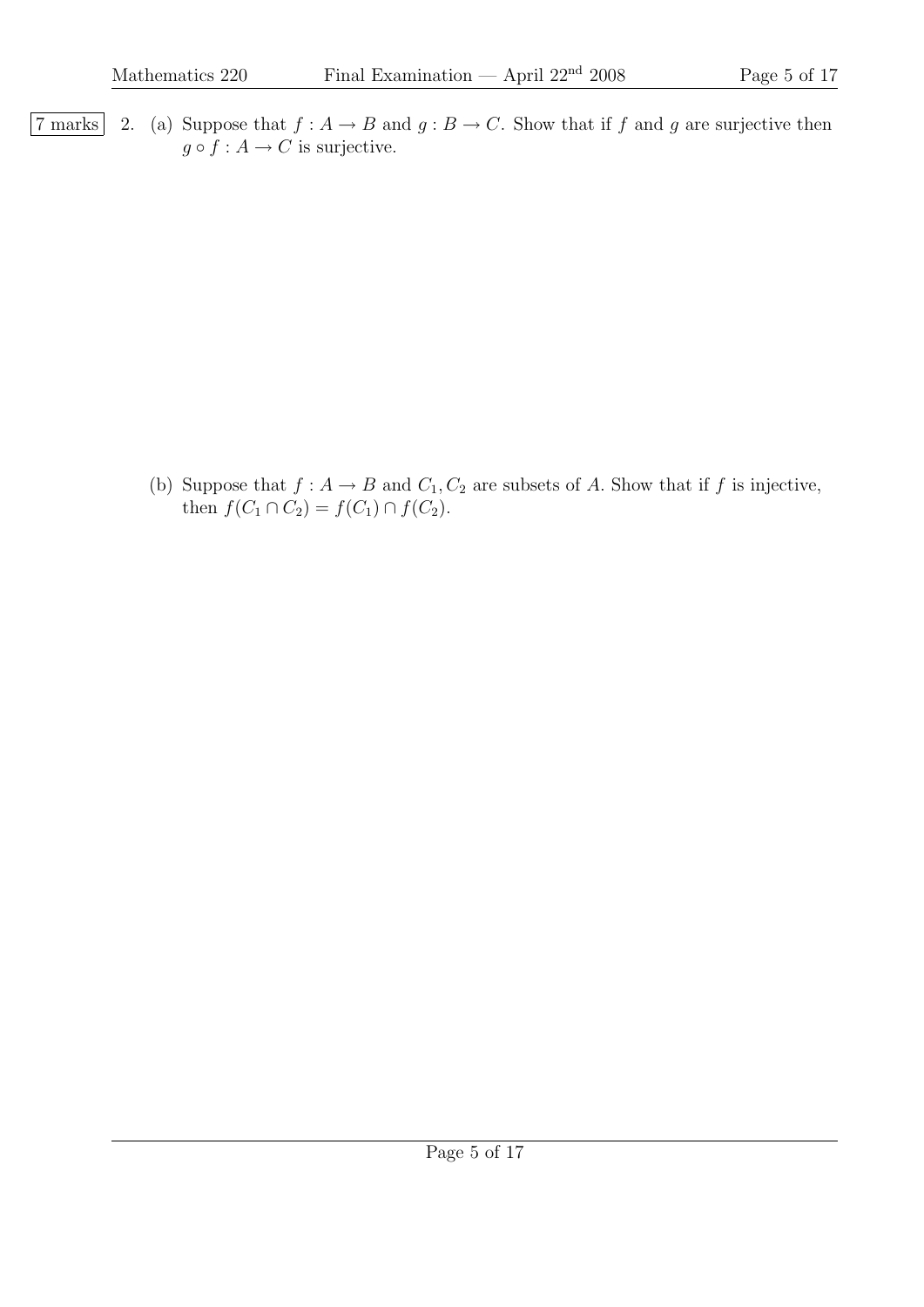7 marks 2. (a) Suppose that $f : A \to B$ and $g : B \to C$. Show that if $f$ and $g$ are surjective then $g \circ f : A \to C$ is surjective.

(b) Suppose that $f : A \to B$ and $C_1, C_2$ are subsets of $A$. Show that if $f$ is injective, then $f(C_1 \cap C_2) = f(C_1) \cap f(C_2)$.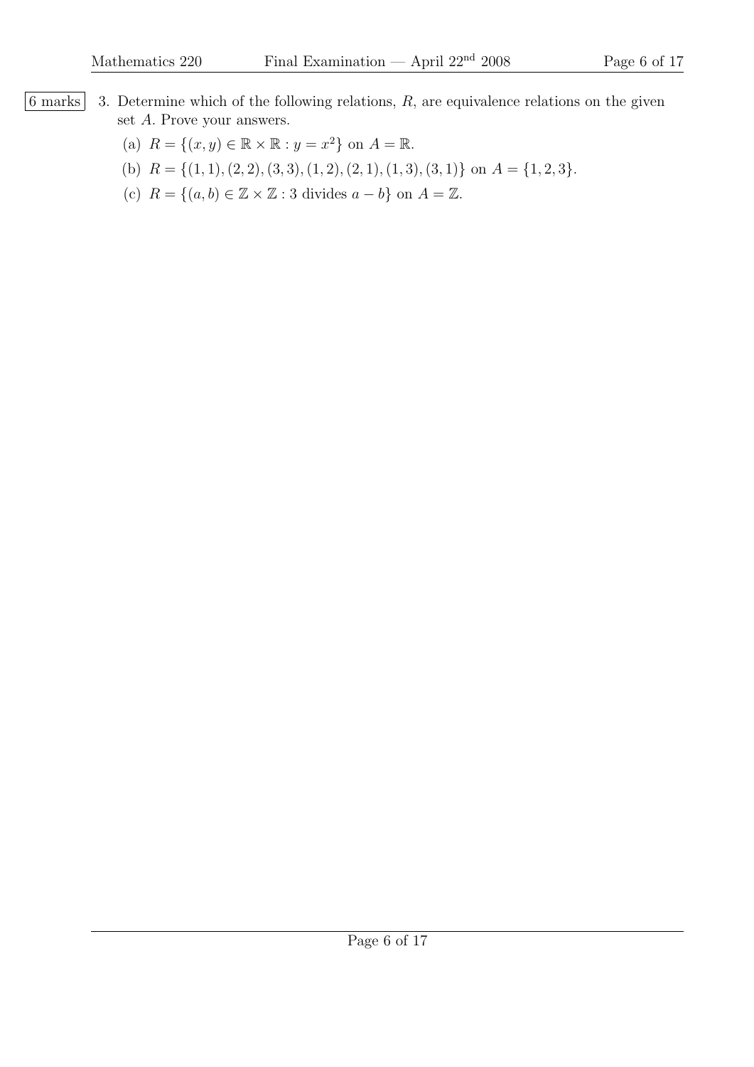6 marks 3. Determine which of the following relations, $R$, are equivalence relations on the given set $A$. Prove your answers.

(a) $R = \{(x, y) \in \mathbb{R} \times \mathbb{R} : y = x^2\}$ on $A = \mathbb{R}$.

(b) $R = \{(1, 1), (2, 2), (3, 3), (1, 2), (2, 1), (1, 3), (3, 1)\}$ on $A = \{1, 2, 3\}$.

(c) $R = \{(a, b) \in \mathbb{Z} \times \mathbb{Z} : 3 \text{ divides } a - b\}$ on $A = \mathbb{Z}$.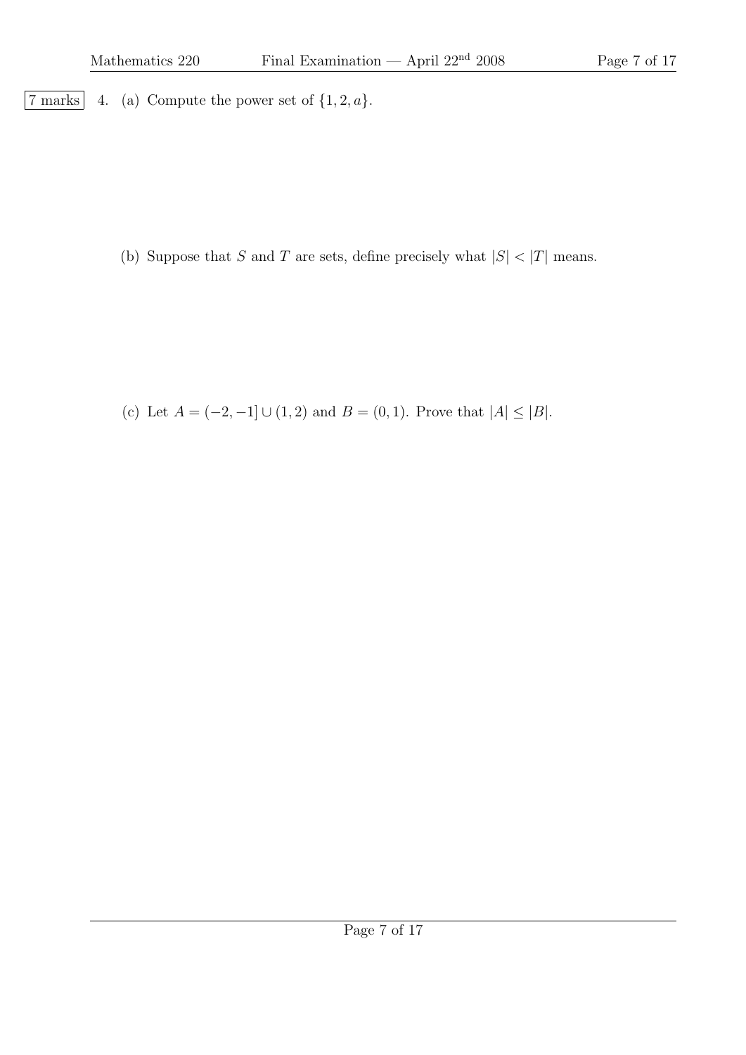7 marks

4. (a) Compute the power set of $\{1, 2, a\}$.

(b) Suppose that $S$ and $T$ are sets, define precisely what $|S| < |T|$ means.

(c) Let $A = (-2, -1] \cup (1, 2)$ and $B = (0, 1)$. Prove that $|A| \leq |B|$.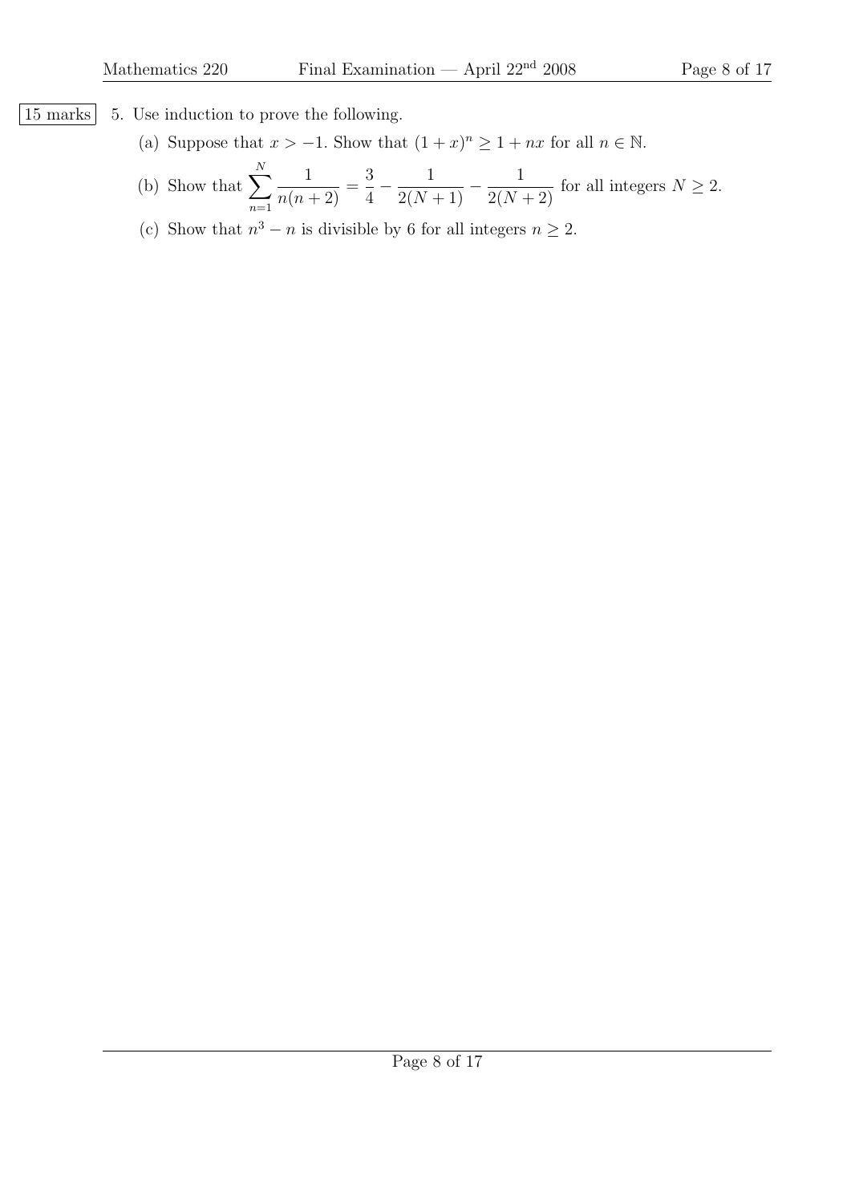15 marks

5. Use induction to prove the following.

   (a) Suppose that $x > -1$. Show that $(1+x)^n \geq 1 + nx$ for all $n \in \mathbb{N}$.

   (b) Show that $\displaystyle\sum_{n=1}^{N} \frac{1}{n(n+2)} = \frac{3}{4} - \frac{1}{2(N+1)} - \frac{1}{2(N+2)}$ for all integers $N \geq 2$.

   (c) Show that $n^3 - n$ is divisible by 6 for all integers $n \geq 2$.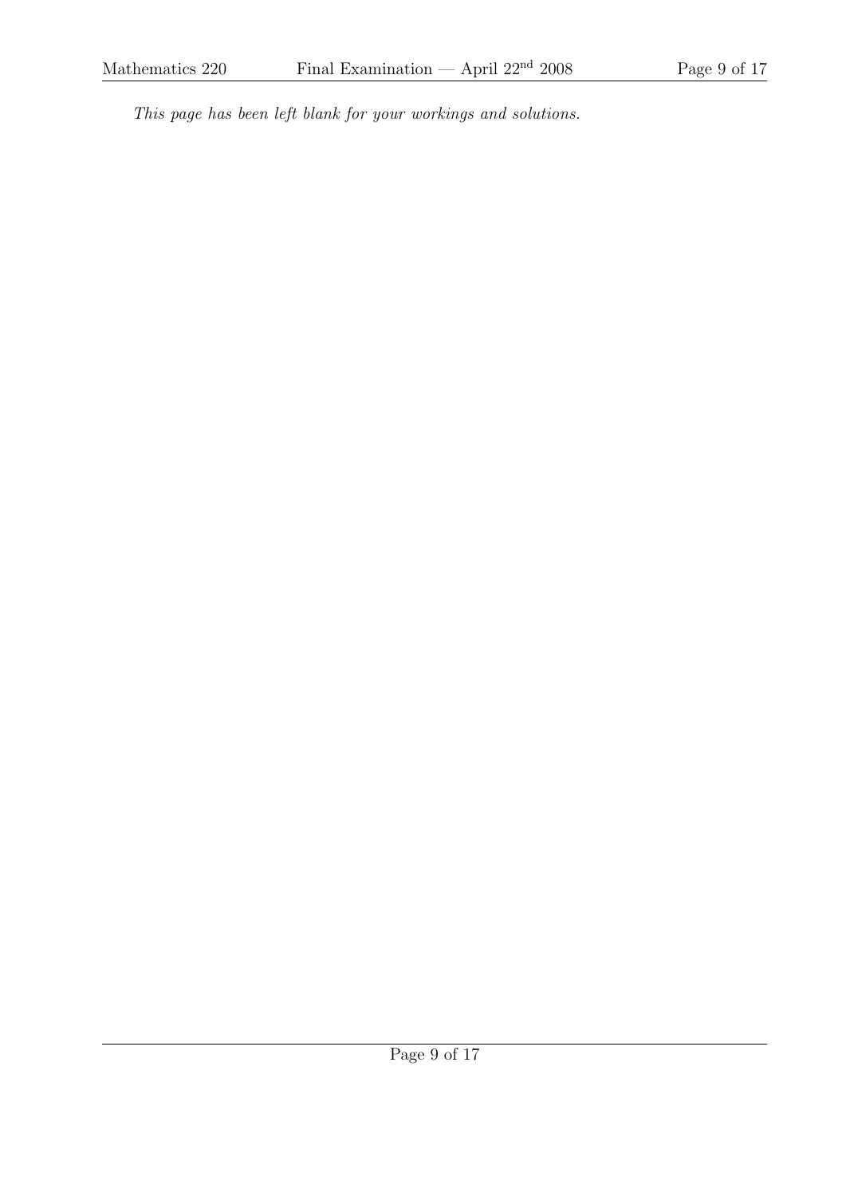*This page has been left blank for your workings and solutions.*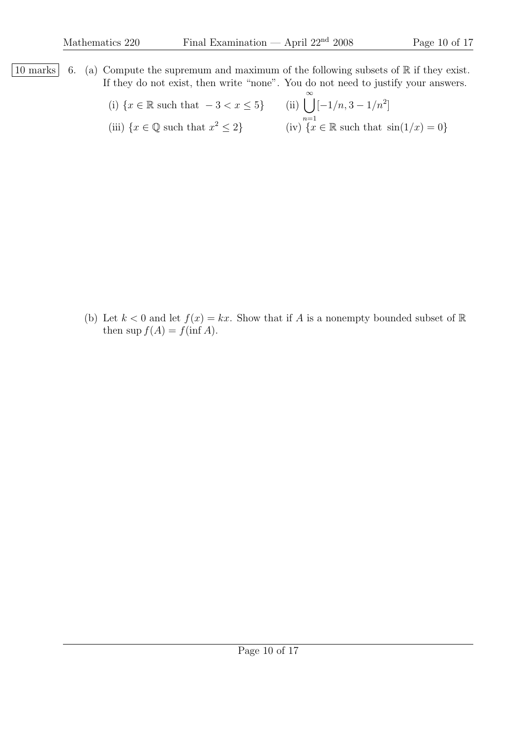10 marks

6. (a) Compute the supremum and maximum of the following subsets of $\mathbb{R}$ if they exist. If they do not exist, then write "none". You do not need to justify your answers.

   (i) $\{x \in \mathbb{R} \text{ such that } -3 < x \leq 5\}$  (ii) $\bigcup_{n=1}^{\infty} [-1/n, 3 - 1/n^2]$

   (iii) $\{x \in \mathbb{Q} \text{ such that } x^2 \leq 2\}$  (iv) $\{x \in \mathbb{R} \text{ such that } \sin(1/x) = 0\}$

   (b) Let $k < 0$ and let $f(x) = kx$. Show that if $A$ is a nonempty bounded subset of $\mathbb{R}$ then $\sup f(A) = f(\inf A)$.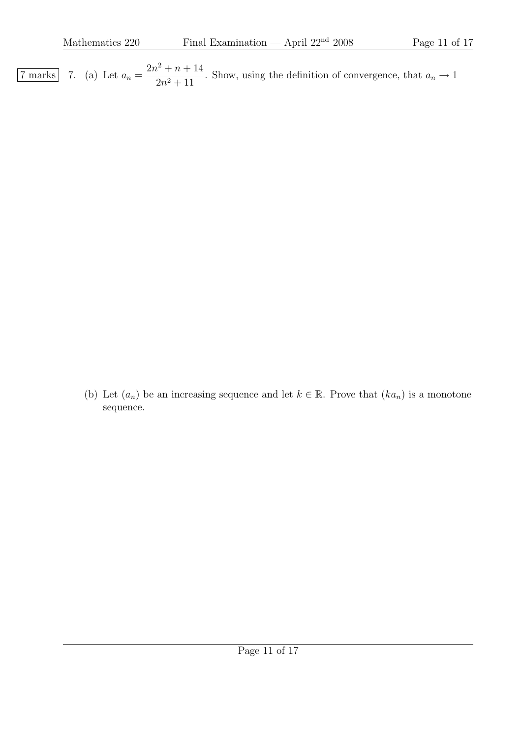7 marks 7. (a) Let $a_n = \dfrac{2n^2 + n + 14}{2n^2 + 11}$. Show, using the definition of convergence, that $a_n \to 1$

(b) Let $(a_n)$ be an increasing sequence and let $k \in \mathbb{R}$. Prove that $(ka_n)$ is a monotone sequence.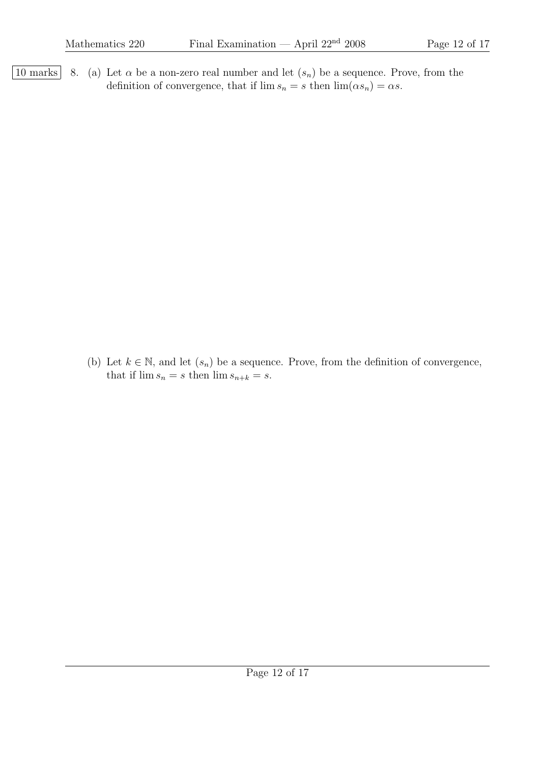10 marks

8. (a) Let $\alpha$ be a non-zero real number and let $(s_n)$ be a sequence. Prove, from the definition of convergence, that if $\lim s_n = s$ then $\lim(\alpha s_n) = \alpha s$.

   (b) Let $k \in \mathbb{N}$, and let $(s_n)$ be a sequence. Prove, from the definition of convergence, that if $\lim s_n = s$ then $\lim s_{n+k} = s$.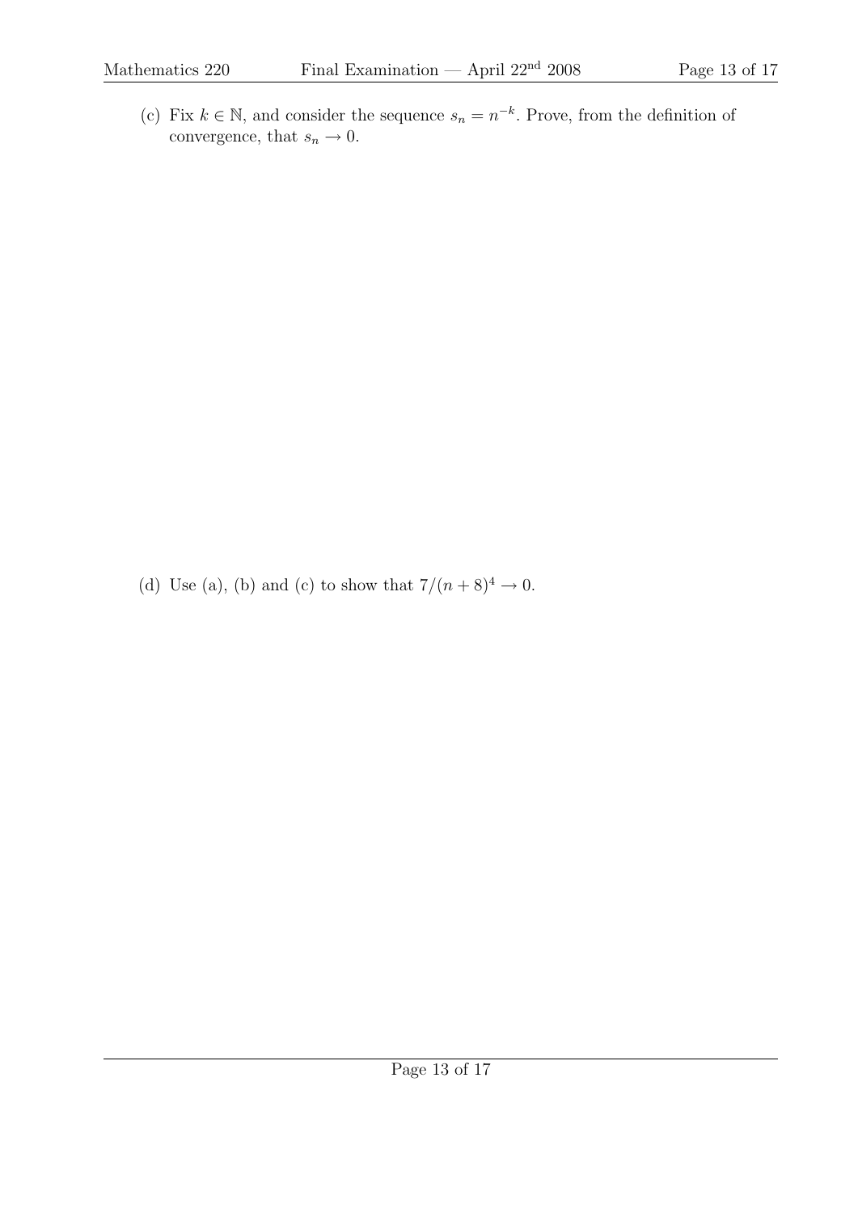(c) Fix $k \in \mathbb{N}$, and consider the sequence $s_n = n^{-k}$. Prove, from the definition of convergence, that $s_n \to 0$.

(d) Use (a), (b) and (c) to show that $7/(n+8)^4 \to 0$.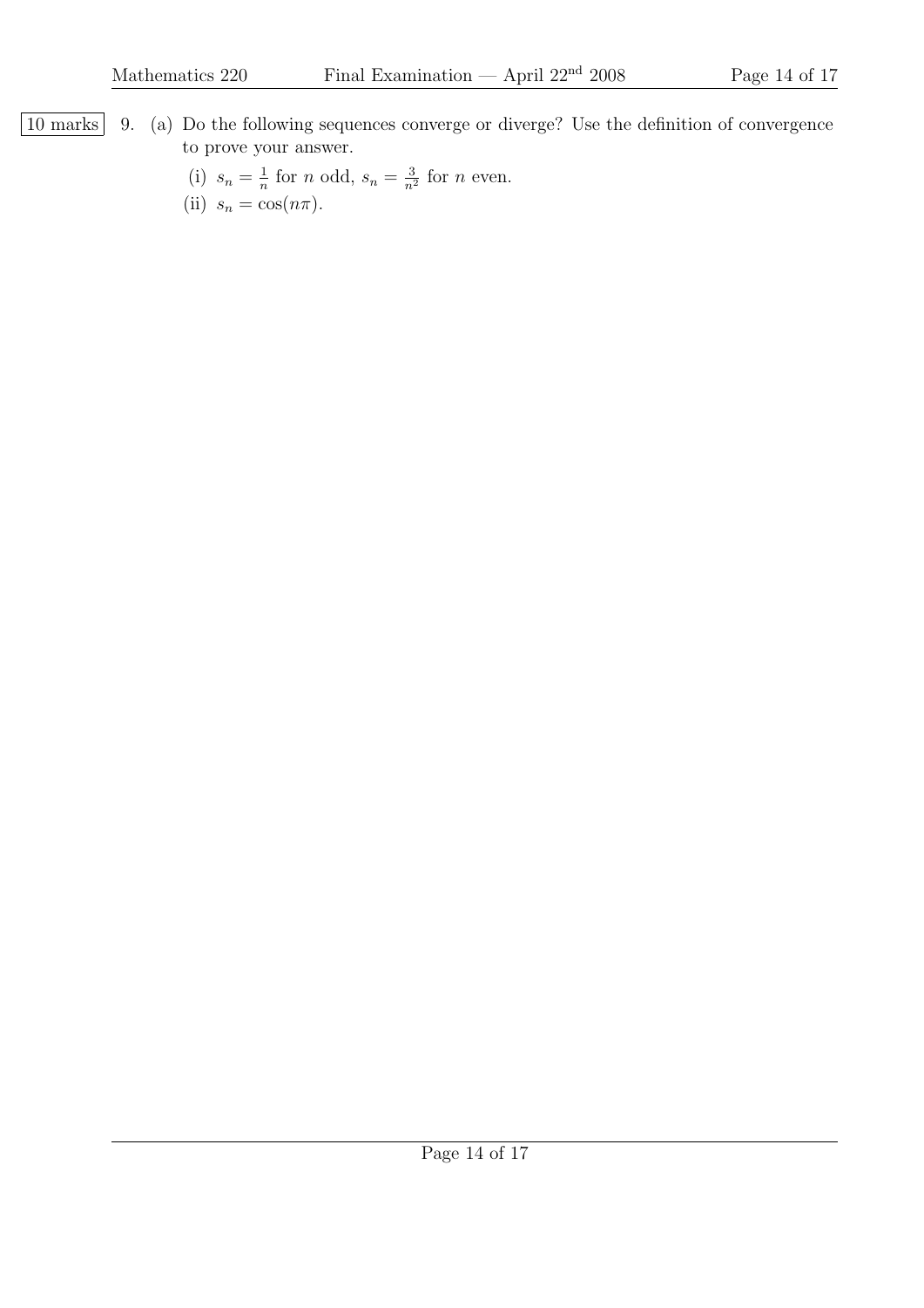10 marks

9. (a) Do the following sequences converge or diverge? Use the definition of convergence to prove your answer.

   (i) $s_n = \frac{1}{n}$ for $n$ odd, $s_n = \frac{3}{n^2}$ for $n$ even.

   (ii) $s_n = \cos(n\pi)$.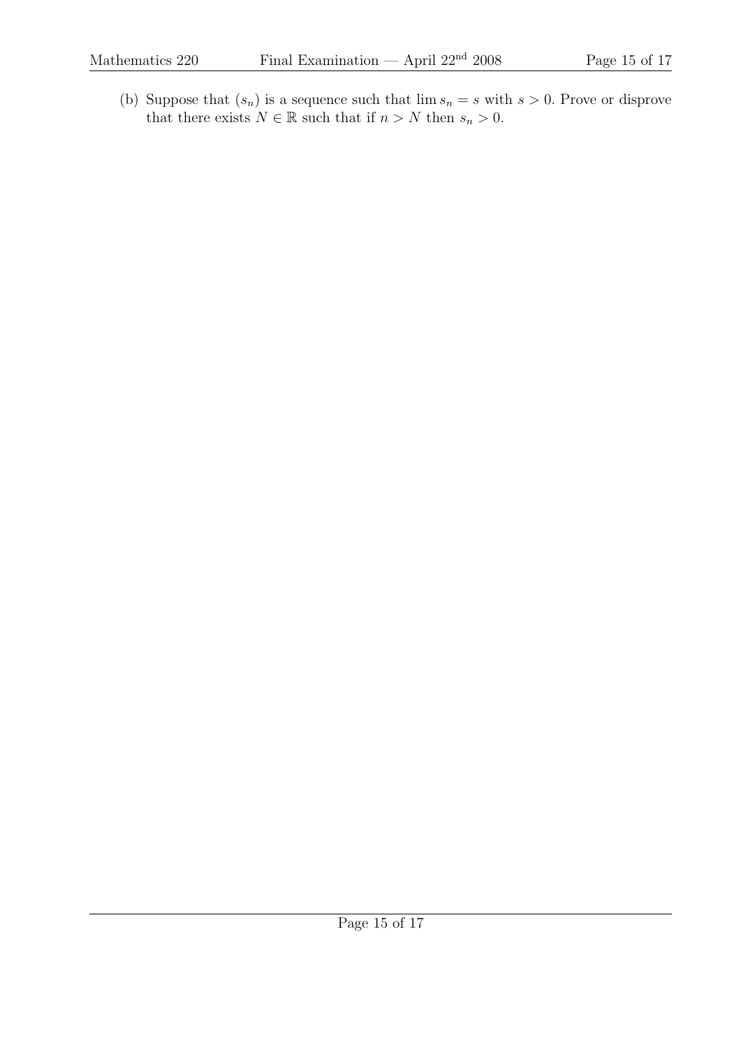(b) Suppose that $(s_n)$ is a sequence such that $\lim s_n = s$ with $s > 0$. Prove or disprove that there exists $N \in \mathbb{R}$ such that if $n > N$ then $s_n > 0$.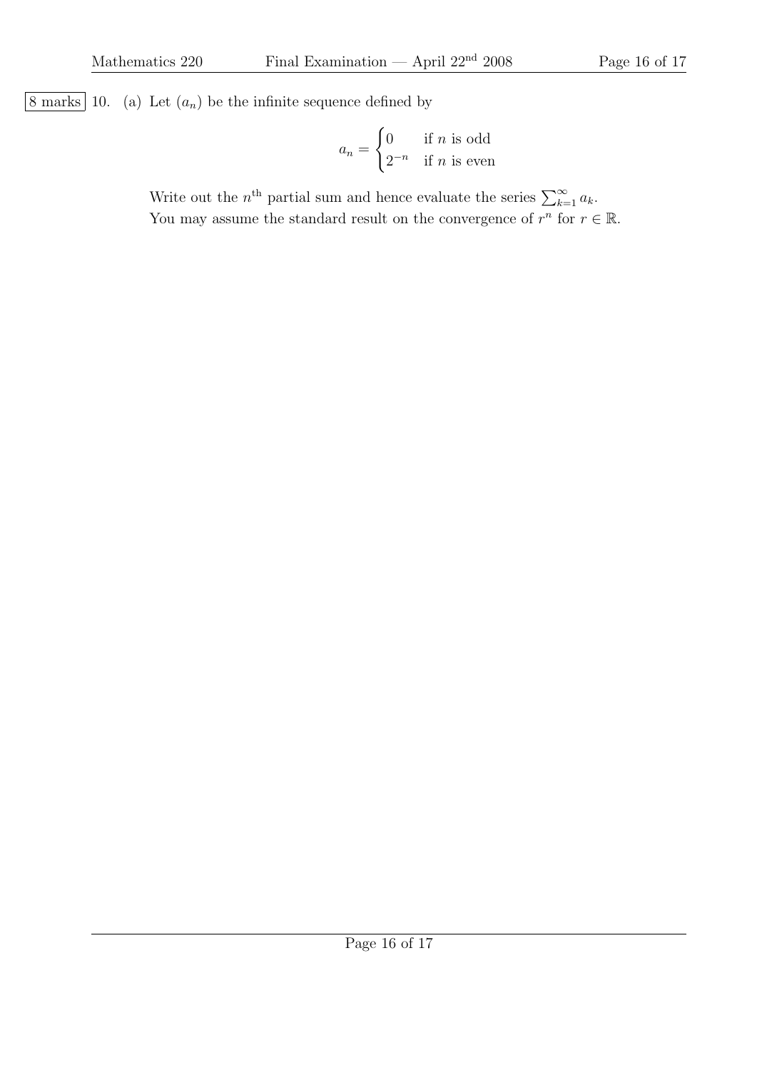8 marks 10. (a) Let $(a_n)$ be the infinite sequence defined by

$$a_n = \begin{cases} 0 & \text{if } n \text{ is odd} \\ 2^{-n} & \text{if } n \text{ is even} \end{cases}$$

Write out the $n^{\text{th}}$ partial sum and hence evaluate the series $\sum_{k=1}^{\infty} a_k$.
You may assume the standard result on the convergence of $r^n$ for $r \in \mathbb{R}$.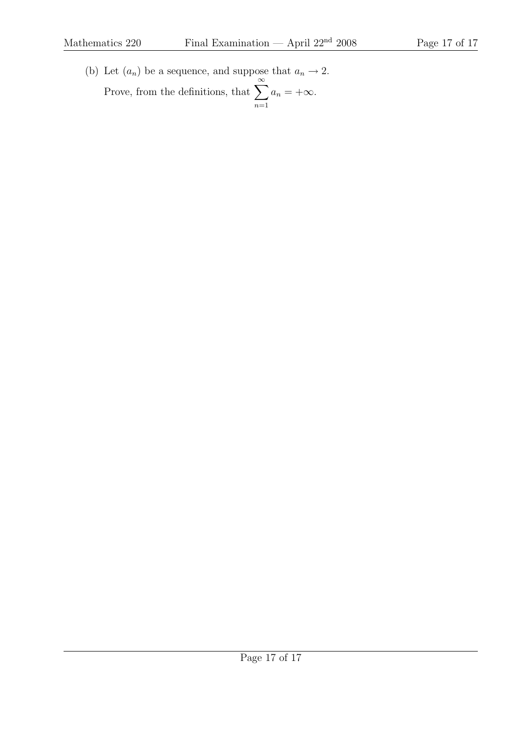(b) Let $(a_n)$ be a sequence, and suppose that $a_n \to 2$.

Prove, from the definitions, that $\displaystyle\sum_{n=1}^{\infty} a_n = +\infty$.